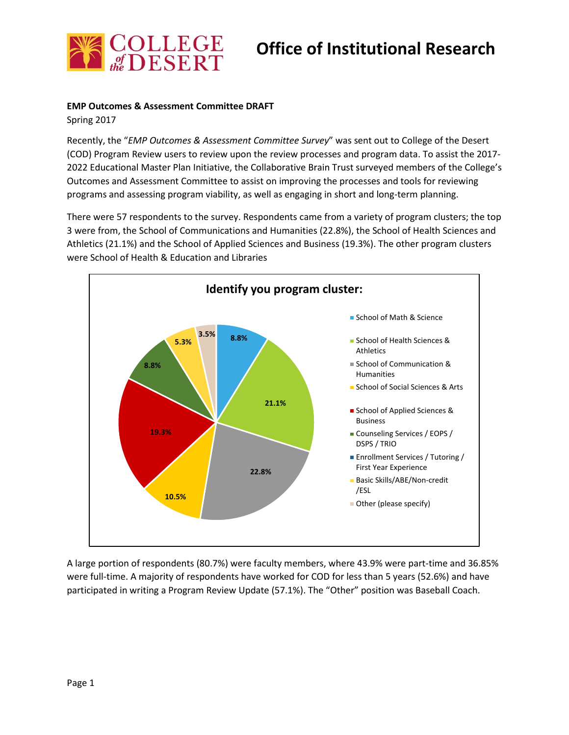# Office of Institutional Research

**EMP Outcomes & Assessment Committee DRAFT**

Spring 2017

Recently, the "*EMP Outcomes & Assessment Committee Survey*" was sent out to College of the Desert (COD) Program Review users to review upon the review processes and program data. To assist the 2017-2022 Educational Master Plan Initiative, the Collaborative Brain Trust surveyed members of the College's Outcomes and Assessment Committee to assist on improving the processes and tools for reviewing programs and assessing program viability, as well as engaging in short and long-term planning.

There were 57 respondents to the survey. Respondents came from a variety of program clusters; the top 3 were from, the School of Communications and Humanities (22.8%), the School of Health Sciences and Athletics (21.1%) and the School of Applied Sciences and Business (19.3%). The other program clusters were School of Health & Education and Libraries

**Identify you program cluster:**

| Program Cluster | Percent |
|---|---|
| School of Math & Science | 8.8% |
| School of Health Sciences & Athletics | 21.1% |
| School of Communication & Humanities | 22.8% |
| School of Social Sciences & Arts | 10.5% |
| School of Applied Sciences & Business | 19.3% |
| Counseling Services / EOPS / DSPS / TRIO | 8.8% |
| Enrollment Services / Tutoring / First Year Experience | |
| Basic Skills/ABE/Non-credit /ESL | 5.3% |
| Other (please specify) | 3.5% |

A large portion of respondents (80.7%) were faculty members, where 43.9% were part-time and 36.85% were full-time. A majority of respondents have worked for COD for less than 5 years (52.6%) and have participated in writing a Program Review Update (57.1%). The "Other" position was Baseball Coach.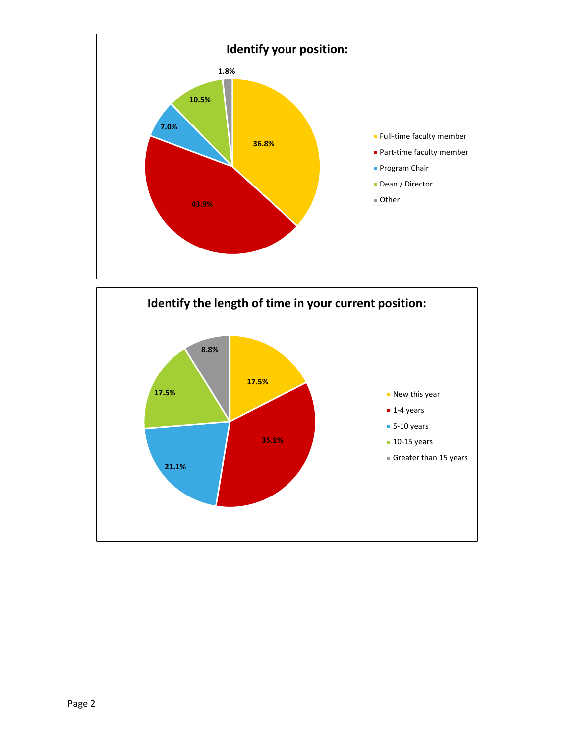## Identify your position:

| Position | Percentage |
|---|---|
| Full-time faculty member | 36.8% |
| Part-time faculty member | 43.9% |
| Program Chair | 7.0% |
| Dean / Director | 10.5% |
| Other | 1.8% |

## Identify the length of time in your current position:

| Length of time | Percentage |
|---|---|
| New this year | 17.5% |
| 1-4 years | 35.1% |
| 5-10 years | 21.1% |
| 10-15 years | 17.5% |
| Greater than 15 years | 8.8% |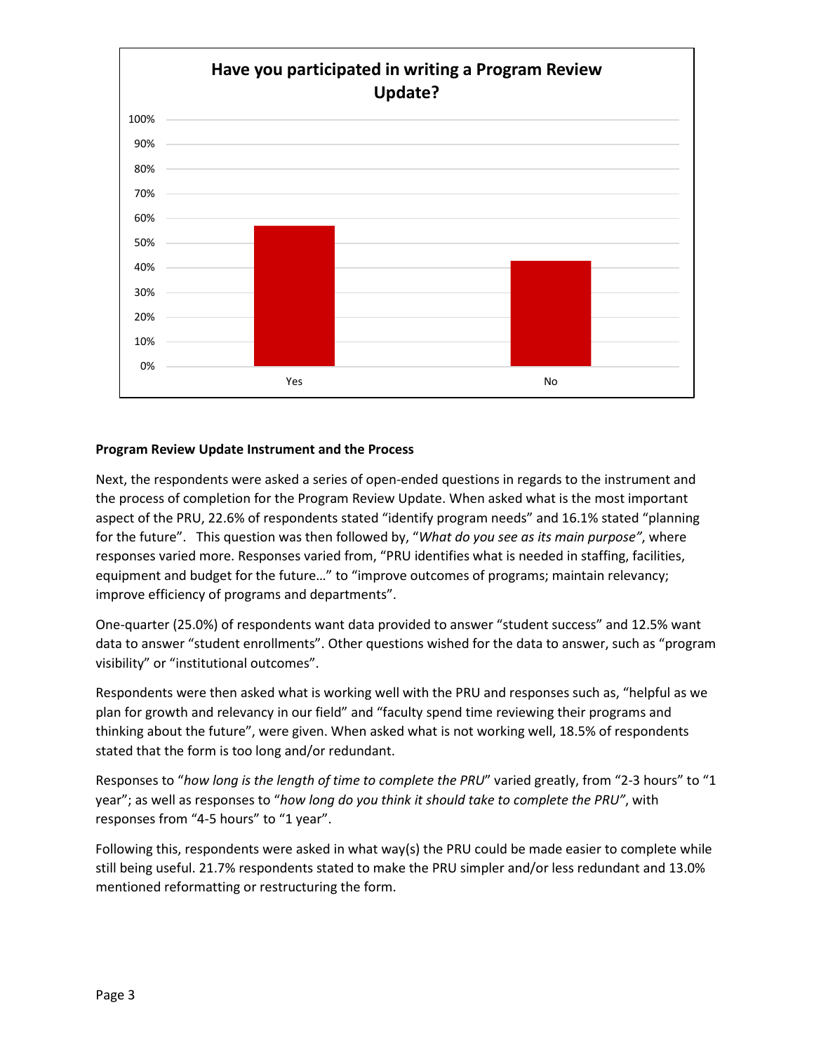**Have you participated in writing a Program Review Update?**

**Program Review Update Instrument and the Process**

Next, the respondents were asked a series of open-ended questions in regards to the instrument and the process of completion for the Program Review Update. When asked what is the most important aspect of the PRU, 22.6% of respondents stated "identify program needs" and 16.1% stated "planning for the future". This question was then followed by, "*What do you see as its main purpose"*, where responses varied more. Responses varied from, "PRU identifies what is needed in staffing, facilities, equipment and budget for the future…" to "improve outcomes of programs; maintain relevancy; improve efficiency of programs and departments".

One-quarter (25.0%) of respondents want data provided to answer "student success" and 12.5% want data to answer "student enrollments". Other questions wished for the data to answer, such as "program visibility" or "institutional outcomes".

Respondents were then asked what is working well with the PRU and responses such as, "helpful as we plan for growth and relevancy in our field" and "faculty spend time reviewing their programs and thinking about the future", were given. When asked what is not working well, 18.5% of respondents stated that the form is too long and/or redundant.

Responses to "*how long is the length of time to complete the PRU*" varied greatly, from "2-3 hours" to "1 year"; as well as responses to "*how long do you think it should take to complete the PRU"*, with responses from "4-5 hours" to "1 year".

Following this, respondents were asked in what way(s) the PRU could be made easier to complete while still being useful. 21.7% respondents stated to make the PRU simpler and/or less redundant and 13.0% mentioned reformatting or restructuring the form.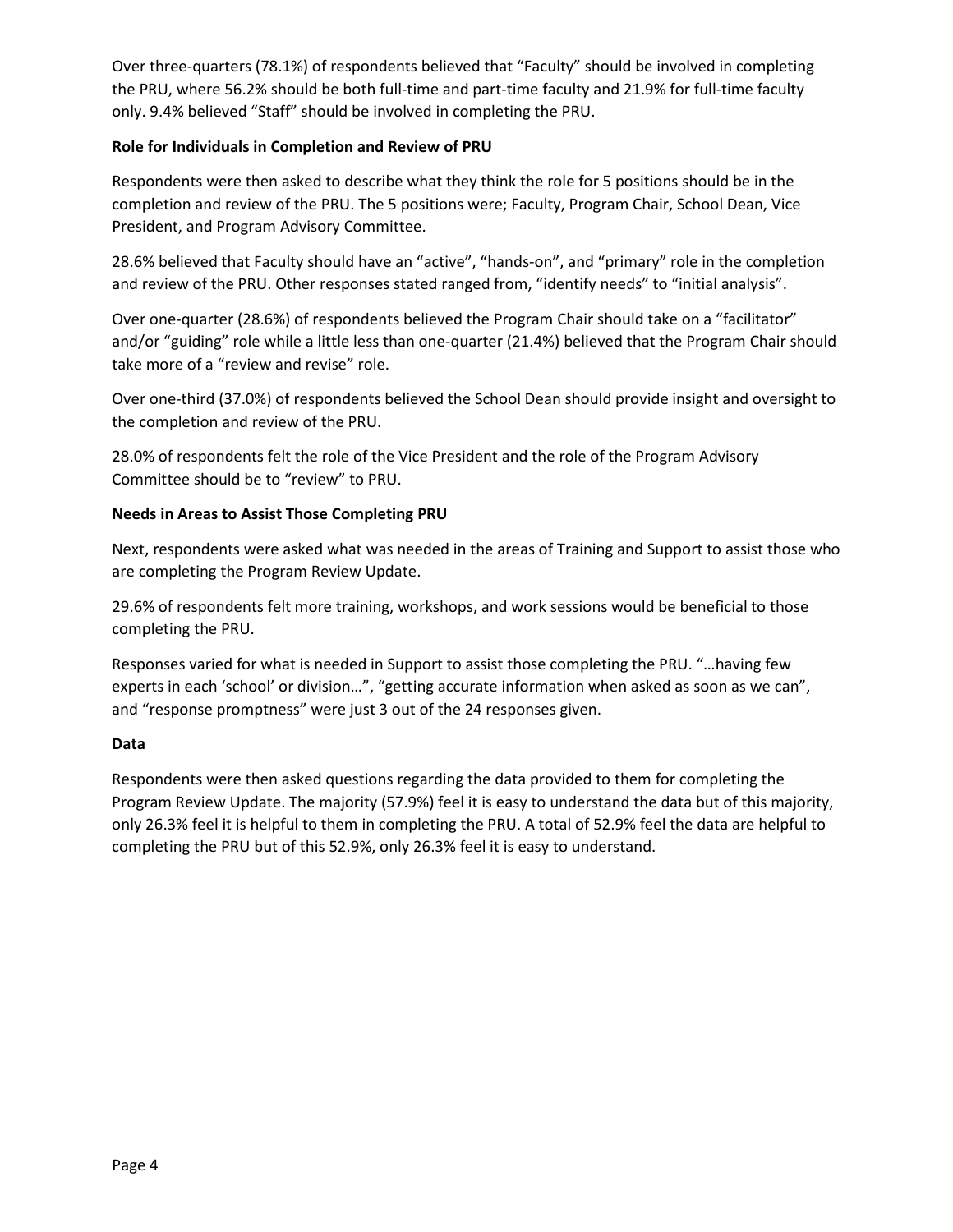Over three-quarters (78.1%) of respondents believed that "Faculty" should be involved in completing the PRU, where 56.2% should be both full-time and part-time faculty and 21.9% for full-time faculty only. 9.4% believed "Staff" should be involved in completing the PRU.

**Role for Individuals in Completion and Review of PRU**

Respondents were then asked to describe what they think the role for 5 positions should be in the completion and review of the PRU. The 5 positions were; Faculty, Program Chair, School Dean, Vice President, and Program Advisory Committee.

28.6% believed that Faculty should have an "active", "hands-on", and "primary" role in the completion and review of the PRU. Other responses stated ranged from, "identify needs" to "initial analysis".

Over one-quarter (28.6%) of respondents believed the Program Chair should take on a "facilitator" and/or "guiding" role while a little less than one-quarter (21.4%) believed that the Program Chair should take more of a "review and revise" role.

Over one-third (37.0%) of respondents believed the School Dean should provide insight and oversight to the completion and review of the PRU.

28.0% of respondents felt the role of the Vice President and the role of the Program Advisory Committee should be to "review" to PRU.

**Needs in Areas to Assist Those Completing PRU**

Next, respondents were asked what was needed in the areas of Training and Support to assist those who are completing the Program Review Update.

29.6% of respondents felt more training, workshops, and work sessions would be beneficial to those completing the PRU.

Responses varied for what is needed in Support to assist those completing the PRU. "…having few experts in each 'school' or division…", "getting accurate information when asked as soon as we can", and "response promptness" were just 3 out of the 24 responses given.

**Data**

Respondents were then asked questions regarding the data provided to them for completing the Program Review Update. The majority (57.9%) feel it is easy to understand the data but of this majority, only 26.3% feel it is helpful to them in completing the PRU. A total of 52.9% feel the data are helpful to completing the PRU but of this 52.9%, only 26.3% feel it is easy to understand.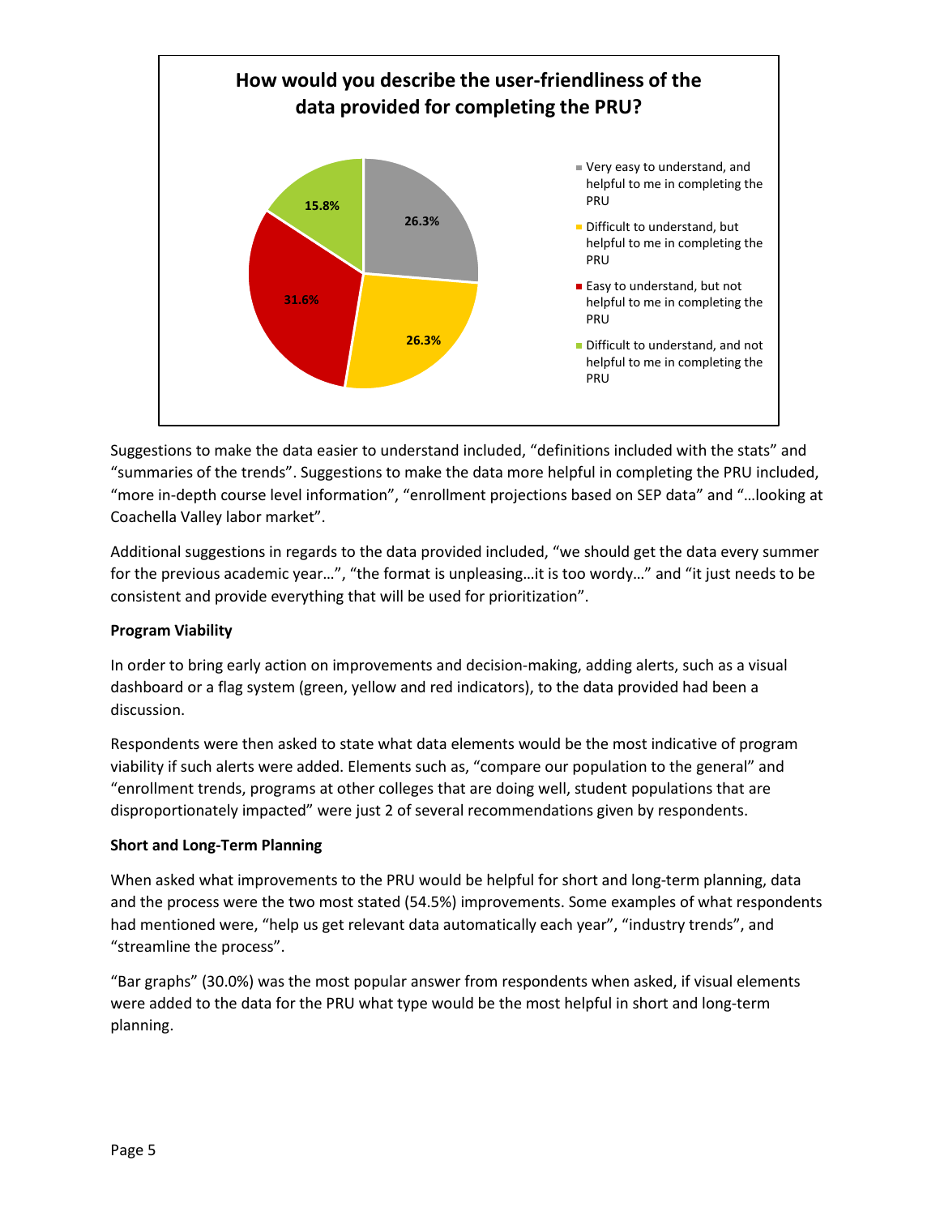**How would you describe the user-friendliness of the data provided for completing the PRU?**

| Response | Percentage |
| --- | --- |
| Very easy to understand, and helpful to me in completing the PRU | 26.3% |
| Difficult to understand, but helpful to me in completing the PRU | 26.3% |
| Easy to understand, but not helpful to me in completing the PRU | 31.6% |
| Difficult to understand, and not helpful to me in completing the PRU | 15.8% |

Suggestions to make the data easier to understand included, "definitions included with the stats" and "summaries of the trends". Suggestions to make the data more helpful in completing the PRU included, "more in-depth course level information", "enrollment projections based on SEP data" and "…looking at Coachella Valley labor market".

Additional suggestions in regards to the data provided included, "we should get the data every summer for the previous academic year…", "the format is unpleasing…it is too wordy…" and "it just needs to be consistent and provide everything that will be used for prioritization".

**Program Viability**

In order to bring early action on improvements and decision-making, adding alerts, such as a visual dashboard or a flag system (green, yellow and red indicators), to the data provided had been a discussion.

Respondents were then asked to state what data elements would be the most indicative of program viability if such alerts were added. Elements such as, "compare our population to the general" and "enrollment trends, programs at other colleges that are doing well, student populations that are disproportionately impacted" were just 2 of several recommendations given by respondents.

**Short and Long-Term Planning**

When asked what improvements to the PRU would be helpful for short and long-term planning, data and the process were the two most stated (54.5%) improvements. Some examples of what respondents had mentioned were, "help us get relevant data automatically each year", "industry trends", and "streamline the process".

"Bar graphs" (30.0%) was the most popular answer from respondents when asked, if visual elements were added to the data for the PRU what type would be the most helpful in short and long-term planning.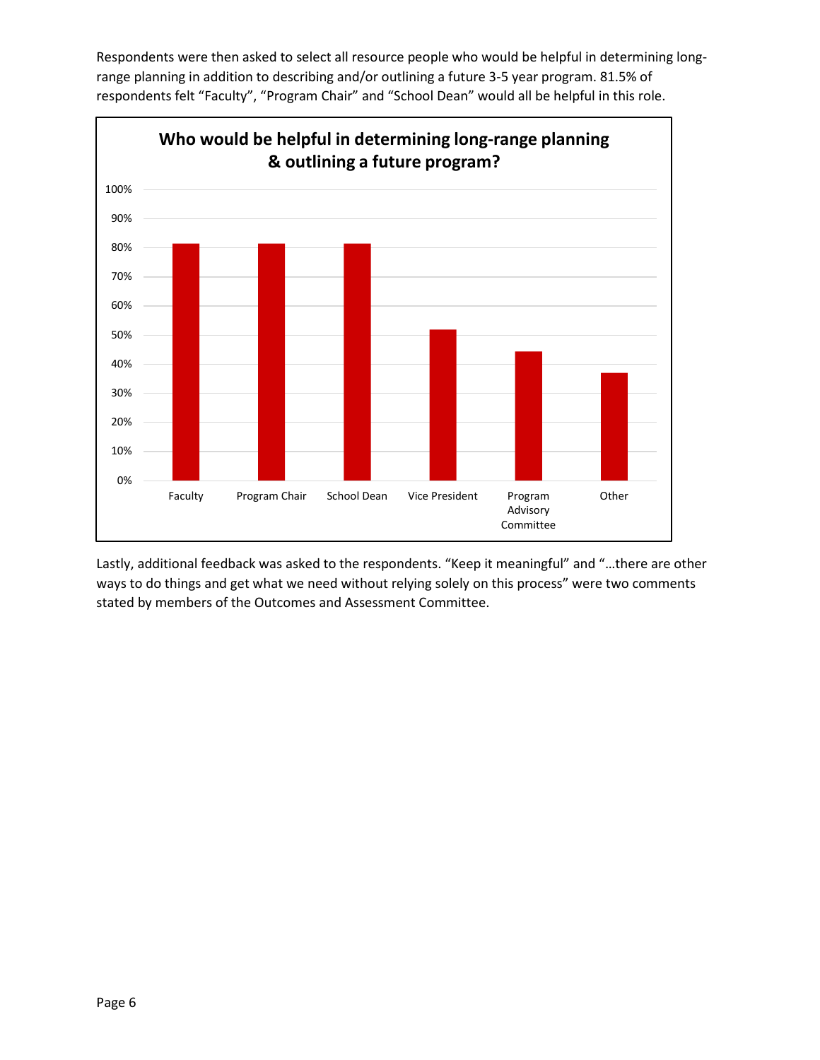Respondents were then asked to select all resource people who would be helpful in determining long-range planning in addition to describing and/or outlining a future 3-5 year program. 81.5% of respondents felt “Faculty”, “Program Chair” and “School Dean” would all be helpful in this role.

**Who would be helpful in determining long-range planning & outlining a future program?**

100%
90%
80%
70%
60%
50%
40%
30%
20%
10%
0%

Faculty
Program Chair
School Dean
Vice President
Program Advisory Committee
Other

Lastly, additional feedback was asked to the respondents. “Keep it meaningful” and “…there are other ways to do things and get what we need without relying solely on this process” were two comments stated by members of the Outcomes and Assessment Committee.